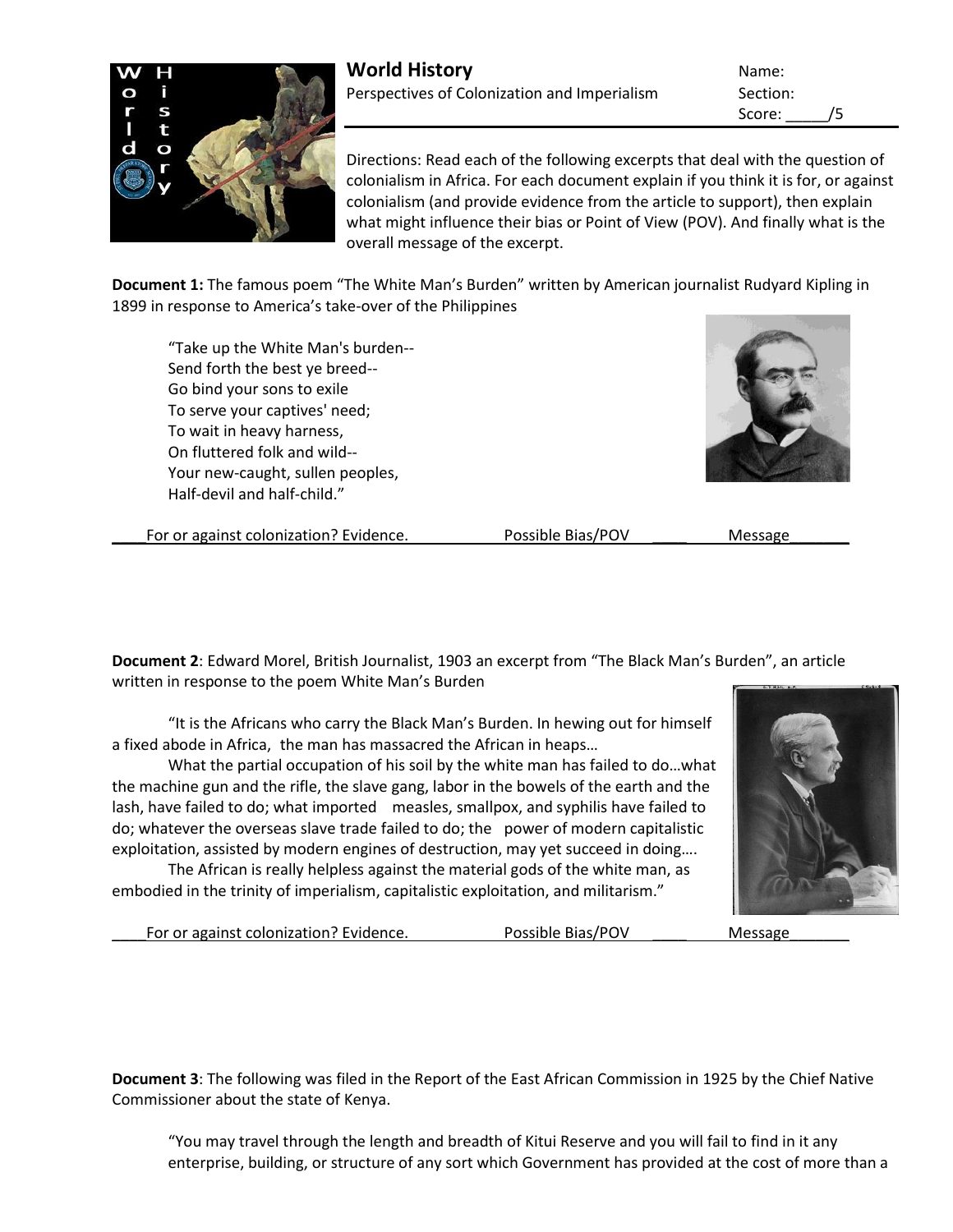# World History

Perspectives of Colonization and Imperialism

Name:
Section:
Score: _____/5

Directions: Read each of the following excerpts that deal with the question of colonialism in Africa. For each document explain if you think it is for, or against colonialism (and provide evidence from the article to support), then explain what might influence their bias or Point of View (POV). And finally what is the overall message of the excerpt.

**Document 1:** The famous poem "The White Man's Burden" written by American journalist Rudyard Kipling in 1899 in response to America's take-over of the Philippines

> "Take up the White Man's burden--
> Send forth the best ye breed--
> Go bind your sons to exile
> To serve your captives' need;
> To wait in heavy harness,
> On fluttered folk and wild--
> Your new-caught, sullen peoples,
> Half-devil and half-child."

____For or against colonization? Evidence. Possible Bias/POV ____ Message_______

**Document 2**: Edward Morel, British Journalist, 1903 an excerpt from "The Black Man's Burden", an article written in response to the poem White Man's Burden

> "It is the Africans who carry the Black Man's Burden. In hewing out for himself a fixed abode in Africa, the man has massacred the African in heaps…
>
> What the partial occupation of his soil by the white man has failed to do…what the machine gun and the rifle, the slave gang, labor in the bowels of the earth and the lash, have failed to do; what imported measles, smallpox, and syphilis have failed to do; whatever the overseas slave trade failed to do; the power of modern capitalistic exploitation, assisted by modern engines of destruction, may yet succeed in doing….
>
> The African is really helpless against the material gods of the white man, as embodied in the trinity of imperialism, capitalistic exploitation, and militarism."

____For or against colonization? Evidence. Possible Bias/POV ____ Message_______

**Document 3**: The following was filed in the Report of the East African Commission in 1925 by the Chief Native Commissioner about the state of Kenya.

> "You may travel through the length and breadth of Kitui Reserve and you will fail to find in it any enterprise, building, or structure of any sort which Government has provided at the cost of more than a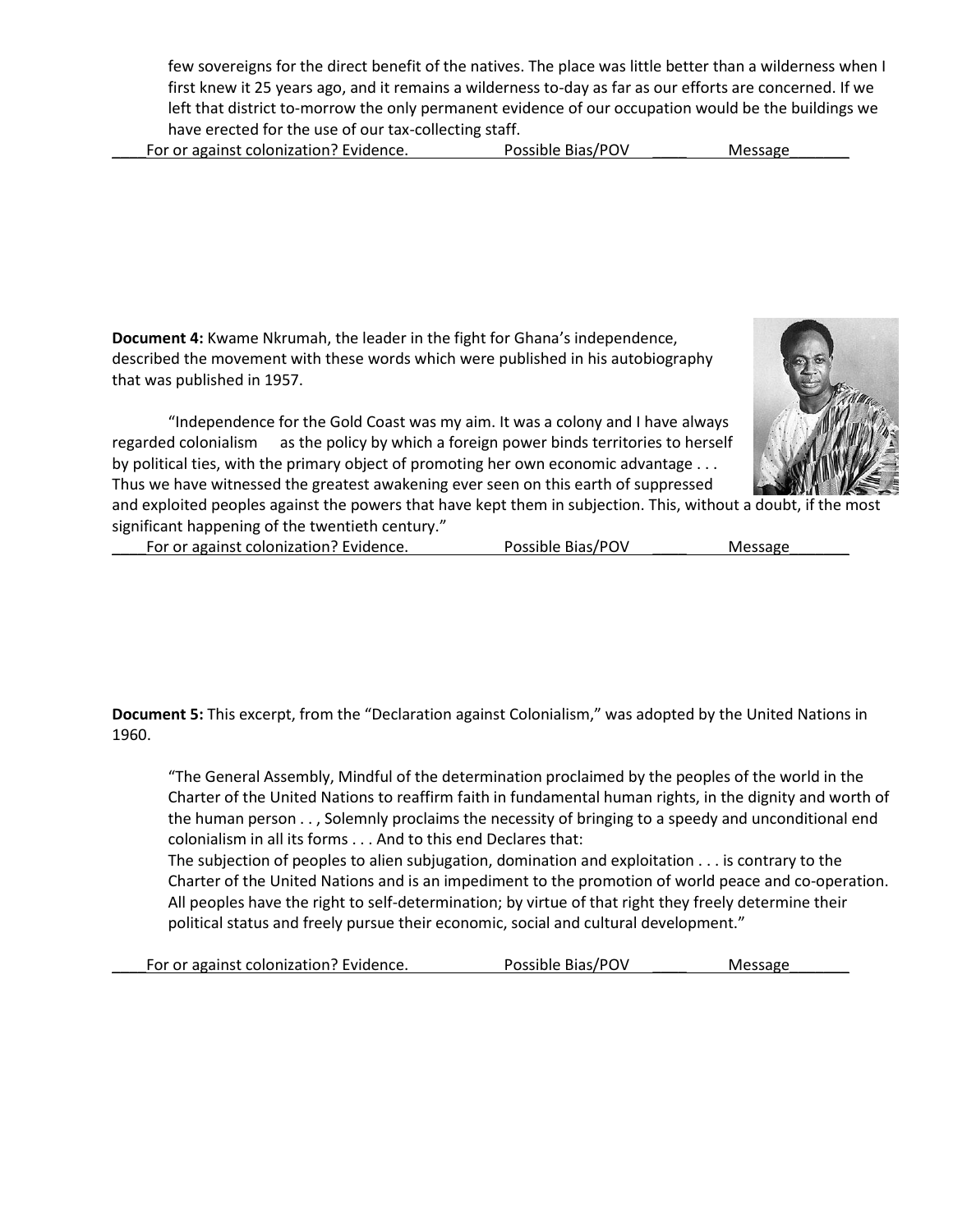few sovereigns for the direct benefit of the natives. The place was little better than a wilderness when I first knew it 25 years ago, and it remains a wilderness to-day as far as our efforts are concerned. If we left that district to-morrow the only permanent evidence of our occupation would be the buildings we have erected for the use of our tax-collecting staff.

____For or against colonization? Evidence. Possible Bias/POV ____ Message_______

**Document 4:** Kwame Nkrumah, the leader in the fight for Ghana's independence, described the movement with these words which were published in his autobiography that was published in 1957.

"Independence for the Gold Coast was my aim. It was a colony and I have always regarded colonialism as the policy by which a foreign power binds territories to herself by political ties, with the primary object of promoting her own economic advantage . . . Thus we have witnessed the greatest awakening ever seen on this earth of suppressed and exploited peoples against the powers that have kept them in subjection. This, without a doubt, if the most significant happening of the twentieth century."

____For or against colonization? Evidence. Possible Bias/POV ____ Message_______

**Document 5:** This excerpt, from the "Declaration against Colonialism," was adopted by the United Nations in 1960.

"The General Assembly, Mindful of the determination proclaimed by the peoples of the world in the Charter of the United Nations to reaffirm faith in fundamental human rights, in the dignity and worth of the human person . . , Solemnly proclaims the necessity of bringing to a speedy and unconditional end colonialism in all its forms . . . And to this end Declares that:

The subjection of peoples to alien subjugation, domination and exploitation . . . is contrary to the Charter of the United Nations and is an impediment to the promotion of world peace and co-operation. All peoples have the right to self-determination; by virtue of that right they freely determine their political status and freely pursue their economic, social and cultural development."

____For or against colonization? Evidence. Possible Bias/POV ____ Message_______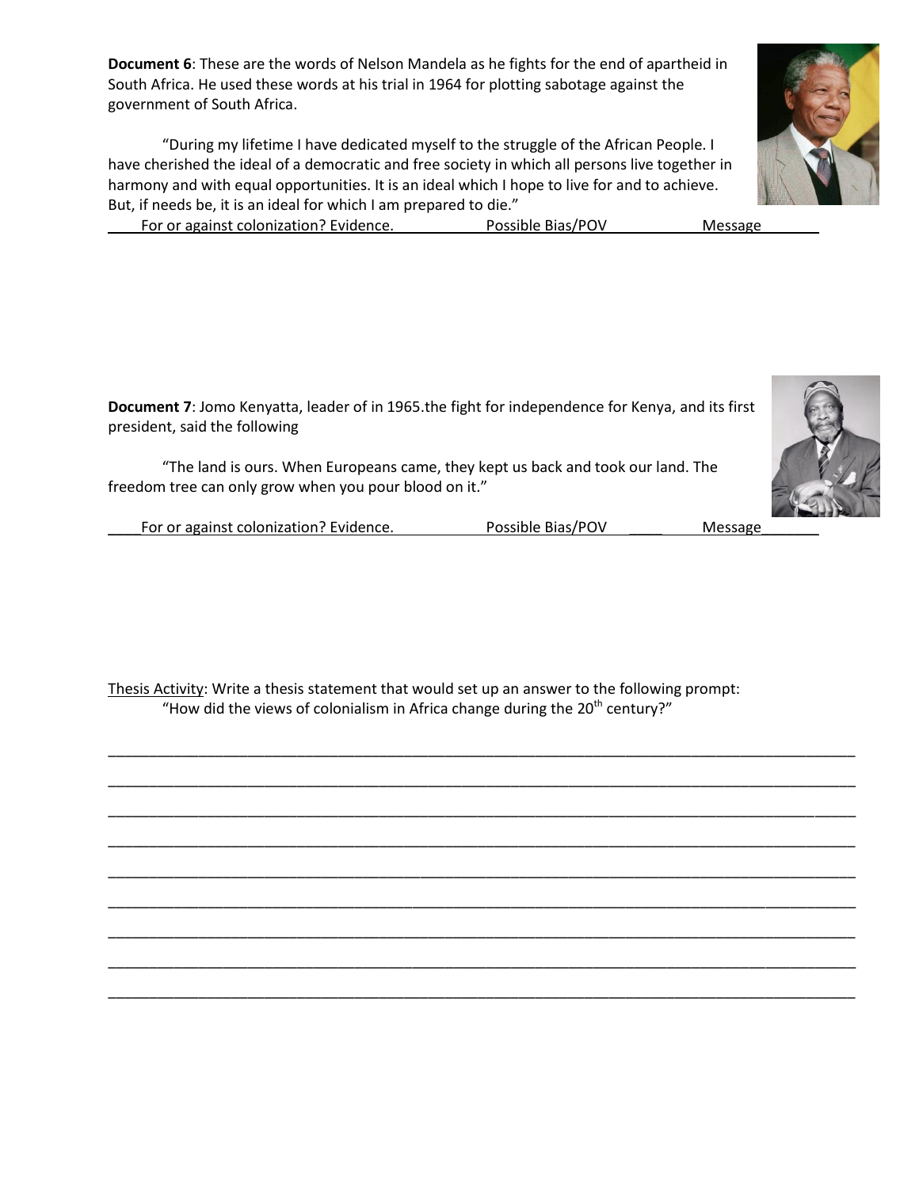**Document 6**: These are the words of Nelson Mandela as he fights for the end of apartheid in South Africa. He used these words at his trial in 1964 for plotting sabotage against the government of South Africa.

"During my lifetime I have dedicated myself to the struggle of the African People. I have cherished the ideal of a democratic and free society in which all persons live together in harmony and with equal opportunities. It is an ideal which I hope to live for and to achieve. But, if needs be, it is an ideal for which I am prepared to die."

| For or against colonization? Evidence. | Possible Bias/POV | Message |
| --- | --- | --- |
| | | |

**Document 7**: Jomo Kenyatta, leader of in 1965.the fight for independence for Kenya, and its first president, said the following

"The land is ours. When Europeans came, they kept us back and took our land. The freedom tree can only grow when you pour blood on it."

| For or against colonization? Evidence. | Possible Bias/POV | Message |
| --- | --- | --- |
| | | |

<u>Thesis Activity</u>: Write a thesis statement that would set up an answer to the following prompt:

"How did the views of colonialism in Africa change during the 20th century?"

_______________________________________________________________________________

_______________________________________________________________________________

_______________________________________________________________________________

_______________________________________________________________________________

_______________________________________________________________________________

_______________________________________________________________________________

_______________________________________________________________________________

_______________________________________________________________________________

_______________________________________________________________________________